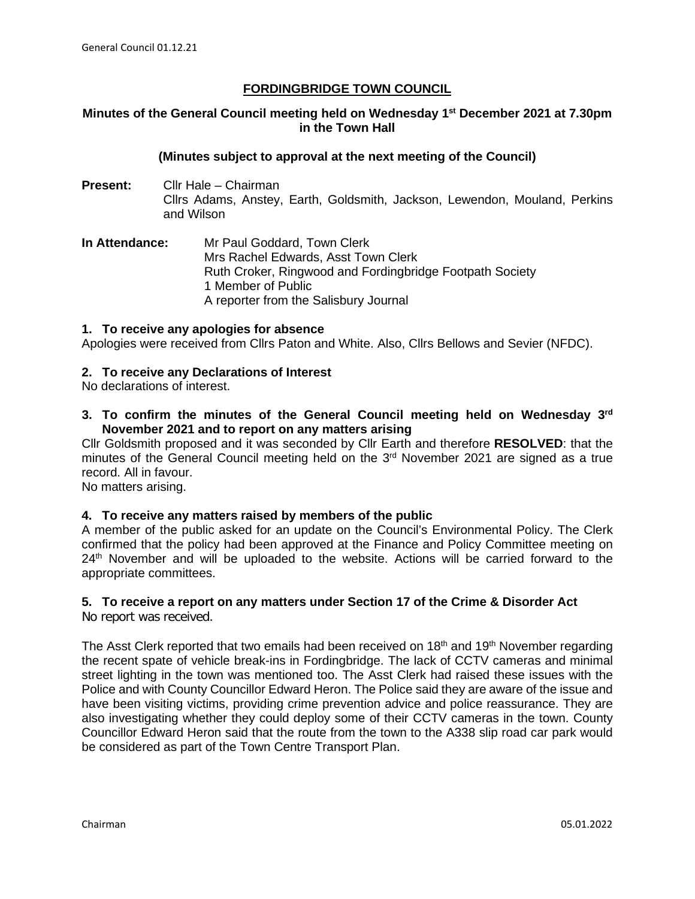# FORDINGBRIDGE TOWN COUNCIL

**Minutes of the General Council meeting held on Wednesday 1st December 2021 at 7.30pm in the Town Hall**

**(Minutes subject to approval at the next meeting of the Council)**

**Present:** Cllr Hale – Chairman
Cllrs Adams, Anstey, Earth, Goldsmith, Jackson, Lewendon, Mouland, Perkins and Wilson

**In Attendance:** Mr Paul Goddard, Town Clerk
Mrs Rachel Edwards, Asst Town Clerk
Ruth Croker, Ringwood and Fordingbridge Footpath Society
1 Member of Public
A reporter from the Salisbury Journal

### 1. To receive any apologies for absence

Apologies were received from Cllrs Paton and White. Also, Cllrs Bellows and Sevier (NFDC).

### 2. To receive any Declarations of Interest

No declarations of interest.

### 3. To confirm the minutes of the General Council meeting held on Wednesday 3rd November 2021 and to report on any matters arising

Cllr Goldsmith proposed and it was seconded by Cllr Earth and therefore **RESOLVED**: that the minutes of the General Council meeting held on the 3rd November 2021 are signed as a true record. All in favour.
No matters arising.

### 4. To receive any matters raised by members of the public

A member of the public asked for an update on the Council's Environmental Policy. The Clerk confirmed that the policy had been approved at the Finance and Policy Committee meeting on 24th November and will be uploaded to the website. Actions will be carried forward to the appropriate committees.

### 5. To receive a report on any matters under Section 17 of the Crime & Disorder Act

No report was received.

The Asst Clerk reported that two emails had been received on 18th and 19th November regarding the recent spate of vehicle break-ins in Fordingbridge. The lack of CCTV cameras and minimal street lighting in the town was mentioned too. The Asst Clerk had raised these issues with the Police and with County Councillor Edward Heron. The Police said they are aware of the issue and have been visiting victims, providing crime prevention advice and police reassurance. They are also investigating whether they could deploy some of their CCTV cameras in the town. County Councillor Edward Heron said that the route from the town to the A338 slip road car park would be considered as part of the Town Centre Transport Plan.

Chairman 05.01.2022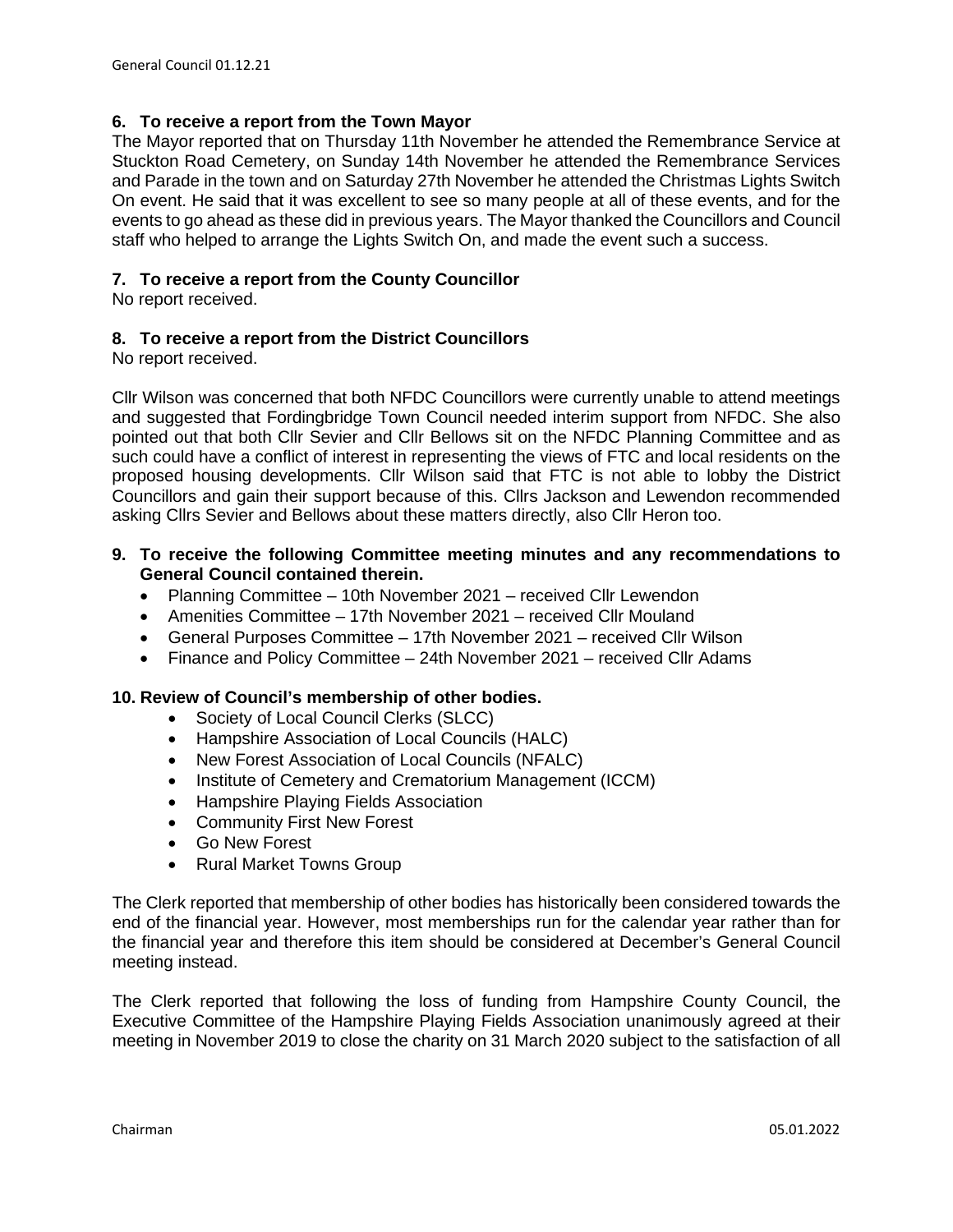### 6. To receive a report from the Town Mayor

The Mayor reported that on Thursday 11th November he attended the Remembrance Service at Stuckton Road Cemetery, on Sunday 14th November he attended the Remembrance Services and Parade in the town and on Saturday 27th November he attended the Christmas Lights Switch On event. He said that it was excellent to see so many people at all of these events, and for the events to go ahead as these did in previous years. The Mayor thanked the Councillors and Council staff who helped to arrange the Lights Switch On, and made the event such a success.

### 7. To receive a report from the County Councillor

No report received.

### 8. To receive a report from the District Councillors

No report received.

Cllr Wilson was concerned that both NFDC Councillors were currently unable to attend meetings and suggested that Fordingbridge Town Council needed interim support from NFDC. She also pointed out that both Cllr Sevier and Cllr Bellows sit on the NFDC Planning Committee and as such could have a conflict of interest in representing the views of FTC and local residents on the proposed housing developments. Cllr Wilson said that FTC is not able to lobby the District Councillors and gain their support because of this. Cllrs Jackson and Lewendon recommended asking Cllrs Sevier and Bellows about these matters directly, also Cllr Heron too.

### 9. To receive the following Committee meeting minutes and any recommendations to General Council contained therein.

- Planning Committee – 10th November 2021 – received Cllr Lewendon
- Amenities Committee – 17th November 2021 – received Cllr Mouland
- General Purposes Committee – 17th November 2021 – received Cllr Wilson
- Finance and Policy Committee – 24th November 2021 – received Cllr Adams

### 10. Review of Council's membership of other bodies.

- Society of Local Council Clerks (SLCC)
- Hampshire Association of Local Councils (HALC)
- New Forest Association of Local Councils (NFALC)
- Institute of Cemetery and Crematorium Management (ICCM)
- Hampshire Playing Fields Association
- Community First New Forest
- Go New Forest
- Rural Market Towns Group

The Clerk reported that membership of other bodies has historically been considered towards the end of the financial year. However, most memberships run for the calendar year rather than for the financial year and therefore this item should be considered at December's General Council meeting instead.

The Clerk reported that following the loss of funding from Hampshire County Council, the Executive Committee of the Hampshire Playing Fields Association unanimously agreed at their meeting in November 2019 to close the charity on 31 March 2020 subject to the satisfaction of all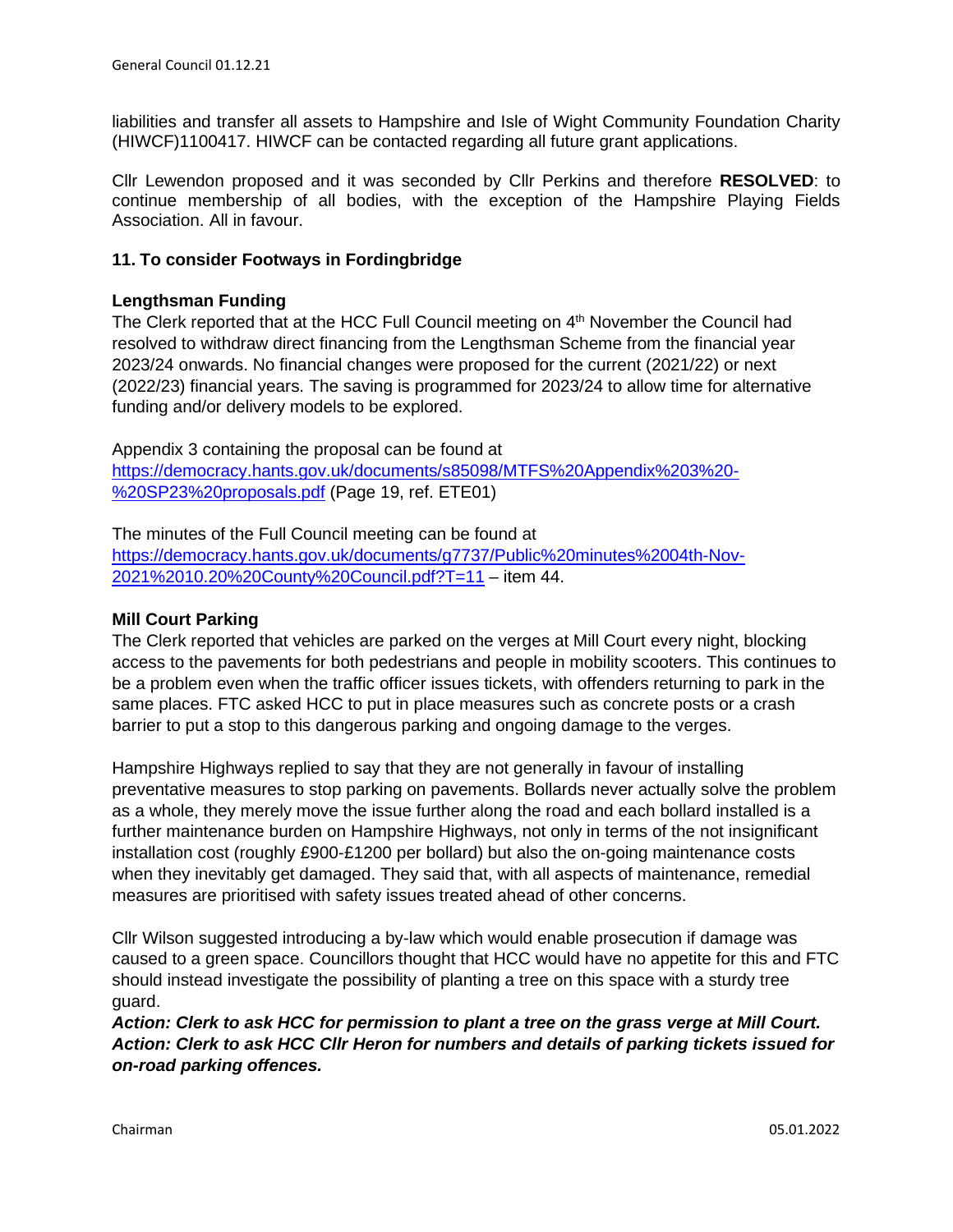liabilities and transfer all assets to Hampshire and Isle of Wight Community Foundation Charity (HIWCF)1100417. HIWCF can be contacted regarding all future grant applications.

Cllr Lewendon proposed and it was seconded by Cllr Perkins and therefore **RESOLVED**: to continue membership of all bodies, with the exception of the Hampshire Playing Fields Association. All in favour.

**11. To consider Footways in Fordingbridge**

**Lengthsman Funding**

The Clerk reported that at the HCC Full Council meeting on 4th November the Council had resolved to withdraw direct financing from the Lengthsman Scheme from the financial year 2023/24 onwards. No financial changes were proposed for the current (2021/22) or next (2022/23) financial years. The saving is programmed for 2023/24 to allow time for alternative funding and/or delivery models to be explored.

Appendix 3 containing the proposal can be found at https://democracy.hants.gov.uk/documents/s85098/MTFS%20Appendix%203%20-%20SP23%20proposals.pdf (Page 19, ref. ETE01)

The minutes of the Full Council meeting can be found at https://democracy.hants.gov.uk/documents/g7737/Public%20minutes%2004th-Nov-2021%2010.20%20County%20Council.pdf?T=11 – item 44.

**Mill Court Parking**

The Clerk reported that vehicles are parked on the verges at Mill Court every night, blocking access to the pavements for both pedestrians and people in mobility scooters. This continues to be a problem even when the traffic officer issues tickets, with offenders returning to park in the same places. FTC asked HCC to put in place measures such as concrete posts or a crash barrier to put a stop to this dangerous parking and ongoing damage to the verges.

Hampshire Highways replied to say that they are not generally in favour of installing preventative measures to stop parking on pavements. Bollards never actually solve the problem as a whole, they merely move the issue further along the road and each bollard installed is a further maintenance burden on Hampshire Highways, not only in terms of the not insignificant installation cost (roughly £900-£1200 per bollard) but also the on-going maintenance costs when they inevitably get damaged. They said that, with all aspects of maintenance, remedial measures are prioritised with safety issues treated ahead of other concerns.

Cllr Wilson suggested introducing a by-law which would enable prosecution if damage was caused to a green space. Councillors thought that HCC would have no appetite for this and FTC should instead investigate the possibility of planting a tree on this space with a sturdy tree guard.

***Action: Clerk to ask HCC for permission to plant a tree on the grass verge at Mill Court.***
***Action: Clerk to ask HCC Cllr Heron for numbers and details of parking tickets issued for on-road parking offences.***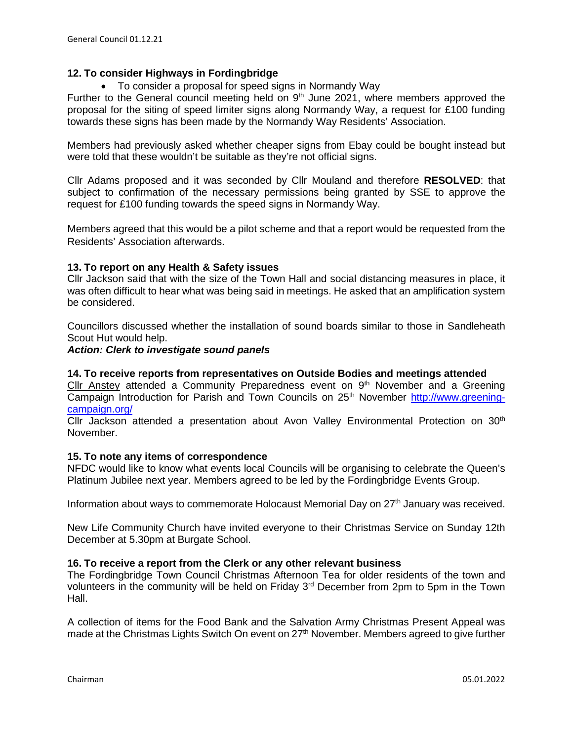### 12. To consider Highways in Fordingbridge

- To consider a proposal for speed signs in Normandy Way

Further to the General council meeting held on 9th June 2021, where members approved the proposal for the siting of speed limiter signs along Normandy Way, a request for £100 funding towards these signs has been made by the Normandy Way Residents' Association.

Members had previously asked whether cheaper signs from Ebay could be bought instead but were told that these wouldn't be suitable as they're not official signs.

Cllr Adams proposed and it was seconded by Cllr Mouland and therefore **RESOLVED**: that subject to confirmation of the necessary permissions being granted by SSE to approve the request for £100 funding towards the speed signs in Normandy Way.

Members agreed that this would be a pilot scheme and that a report would be requested from the Residents' Association afterwards.

### 13. To report on any Health & Safety issues

Cllr Jackson said that with the size of the Town Hall and social distancing measures in place, it was often difficult to hear what was being said in meetings. He asked that an amplification system be considered.

Councillors discussed whether the installation of sound boards similar to those in Sandleheath Scout Hut would help.

***Action: Clerk to investigate sound panels***

### 14. To receive reports from representatives on Outside Bodies and meetings attended

Cllr Anstey attended a Community Preparedness event on 9th November and a Greening Campaign Introduction for Parish and Town Councils on 25th November http://www.greening-campaign.org/

Cllr Jackson attended a presentation about Avon Valley Environmental Protection on 30th November.

### 15. To note any items of correspondence

NFDC would like to know what events local Councils will be organising to celebrate the Queen's Platinum Jubilee next year. Members agreed to be led by the Fordingbridge Events Group.

Information about ways to commemorate Holocaust Memorial Day on 27th January was received.

New Life Community Church have invited everyone to their Christmas Service on Sunday 12th December at 5.30pm at Burgate School.

### 16. To receive a report from the Clerk or any other relevant business

The Fordingbridge Town Council Christmas Afternoon Tea for older residents of the town and volunteers in the community will be held on Friday 3rd December from 2pm to 5pm in the Town Hall.

A collection of items for the Food Bank and the Salvation Army Christmas Present Appeal was made at the Christmas Lights Switch On event on 27th November. Members agreed to give further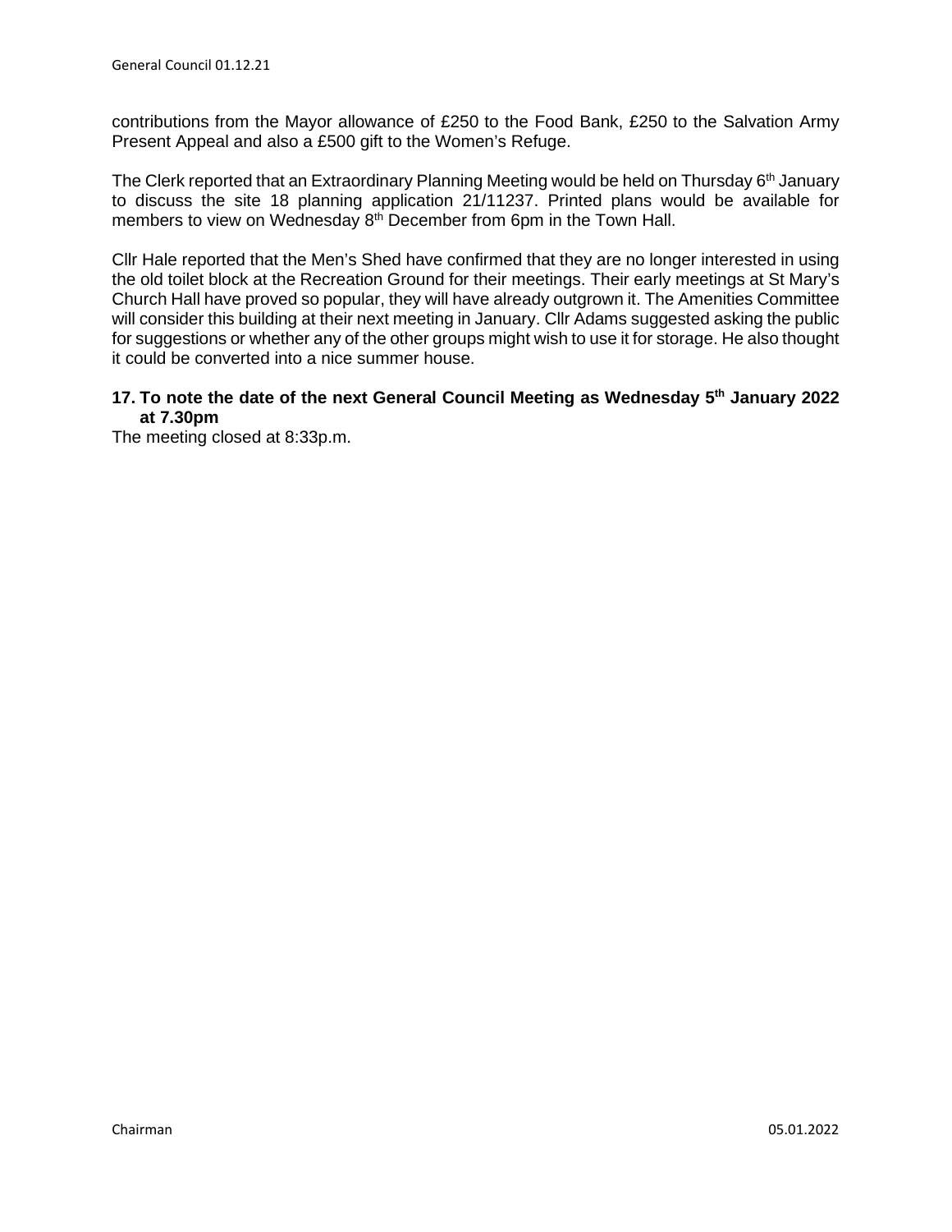contributions from the Mayor allowance of £250 to the Food Bank, £250 to the Salvation Army Present Appeal and also a £500 gift to the Women's Refuge.

The Clerk reported that an Extraordinary Planning Meeting would be held on Thursday 6th January to discuss the site 18 planning application 21/11237. Printed plans would be available for members to view on Wednesday 8th December from 6pm in the Town Hall.

Cllr Hale reported that the Men's Shed have confirmed that they are no longer interested in using the old toilet block at the Recreation Ground for their meetings. Their early meetings at St Mary's Church Hall have proved so popular, they will have already outgrown it. The Amenities Committee will consider this building at their next meeting in January. Cllr Adams suggested asking the public for suggestions or whether any of the other groups might wish to use it for storage. He also thought it could be converted into a nice summer house.

**17. To note the date of the next General Council Meeting as Wednesday 5th January 2022 at 7.30pm**

The meeting closed at 8:33p.m.

Chairman 05.01.2022